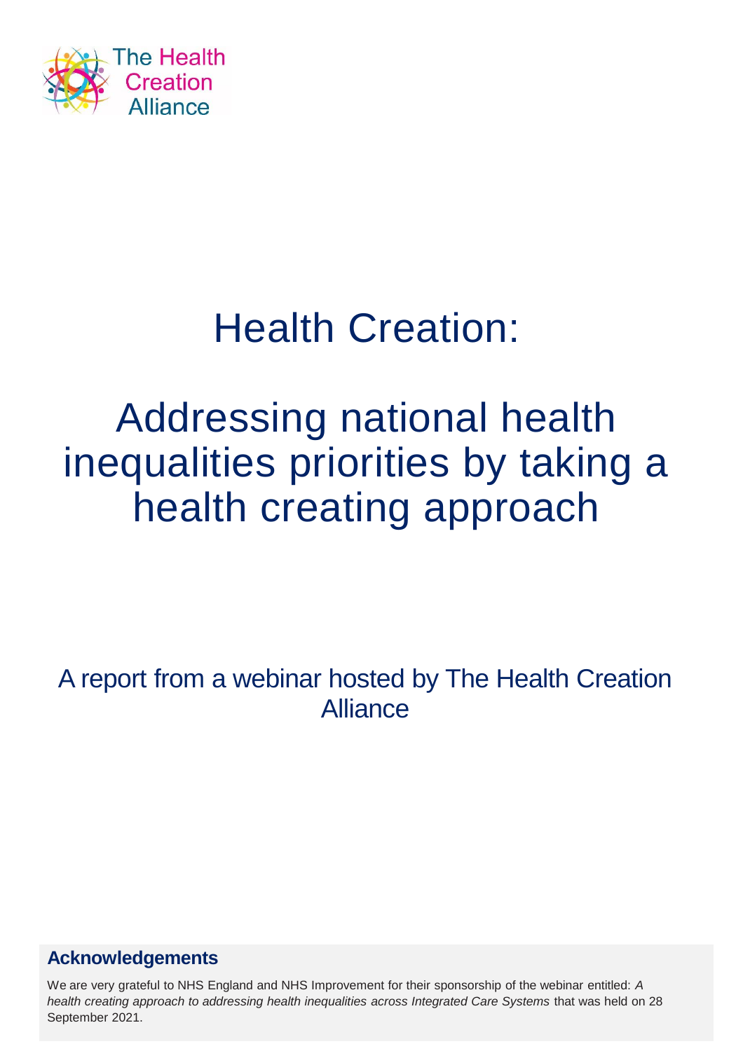The Health Creation Alliance

# Health Creation:

# Addressing national health inequalities priorities by taking a health creating approach

A report from a webinar hosted by The Health Creation Alliance

## Acknowledgements

We are very grateful to NHS England and NHS Improvement for their sponsorship of the webinar entitled: *A health creating approach to addressing health inequalities across Integrated Care Systems* that was held on 28 September 2021.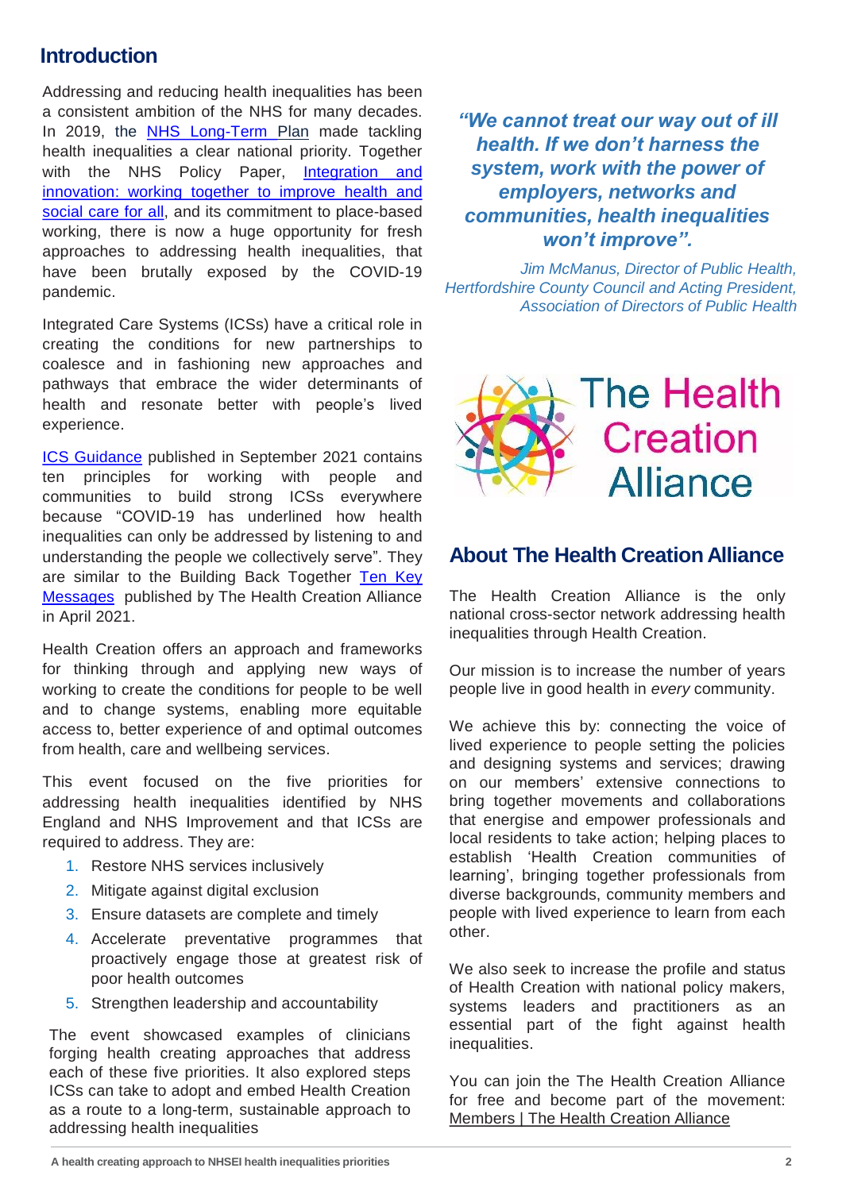## Introduction

Addressing and reducing health inequalities has been a consistent ambition of the NHS for many decades. In 2019, the NHS Long-Term Plan made tackling health inequalities a clear national priority. Together with the NHS Policy Paper, Integration and innovation: working together to improve health and social care for all, and its commitment to place-based working, there is now a huge opportunity for fresh approaches to addressing health inequalities, that have been brutally exposed by the COVID-19 pandemic.

Integrated Care Systems (ICSs) have a critical role in creating the conditions for new partnerships to coalesce and in fashioning new approaches and pathways that embrace the wider determinants of health and resonate better with people's lived experience.

ICS Guidance published in September 2021 contains ten principles for working with people and communities to build strong ICSs everywhere because "COVID-19 has underlined how health inequalities can only be addressed by listening to and understanding the people we collectively serve". They are similar to the Building Back Together Ten Key Messages published by The Health Creation Alliance in April 2021.

Health Creation offers an approach and frameworks for thinking through and applying new ways of working to create the conditions for people to be well and to change systems, enabling more equitable access to, better experience of and optimal outcomes from health, care and wellbeing services.

This event focused on the five priorities for addressing health inequalities identified by NHS England and NHS Improvement and that ICSs are required to address. They are:

1. Restore NHS services inclusively
2. Mitigate against digital exclusion
3. Ensure datasets are complete and timely
4. Accelerate preventative programmes that proactively engage those at greatest risk of poor health outcomes
5. Strengthen leadership and accountability

The event showcased examples of clinicians forging health creating approaches that address each of these five priorities. It also explored steps ICSs can take to adopt and embed Health Creation as a route to a long-term, sustainable approach to addressing health inequalities

***"We cannot treat our way out of ill health. If we don't harness the system, work with the power of employers, networks and communities, health inequalities won't improve".***

*Jim McManus, Director of Public Health, Hertfordshire County Council and Acting President, Association of Directors of Public Health*

The Health Creation Alliance

## About The Health Creation Alliance

The Health Creation Alliance is the only national cross-sector network addressing health inequalities through Health Creation.

Our mission is to increase the number of years people live in good health in *every* community.

We achieve this by: connecting the voice of lived experience to people setting the policies and designing systems and services; drawing on our members' extensive connections to bring together movements and collaborations that energise and empower professionals and local residents to take action; helping places to establish 'Health Creation communities of learning', bringing together professionals from diverse backgrounds, community members and people with lived experience to learn from each other.

We also seek to increase the profile and status of Health Creation with national policy makers, systems leaders and practitioners as an essential part of the fight against health inequalities.

You can join the The Health Creation Alliance for free and become part of the movement: Members | The Health Creation Alliance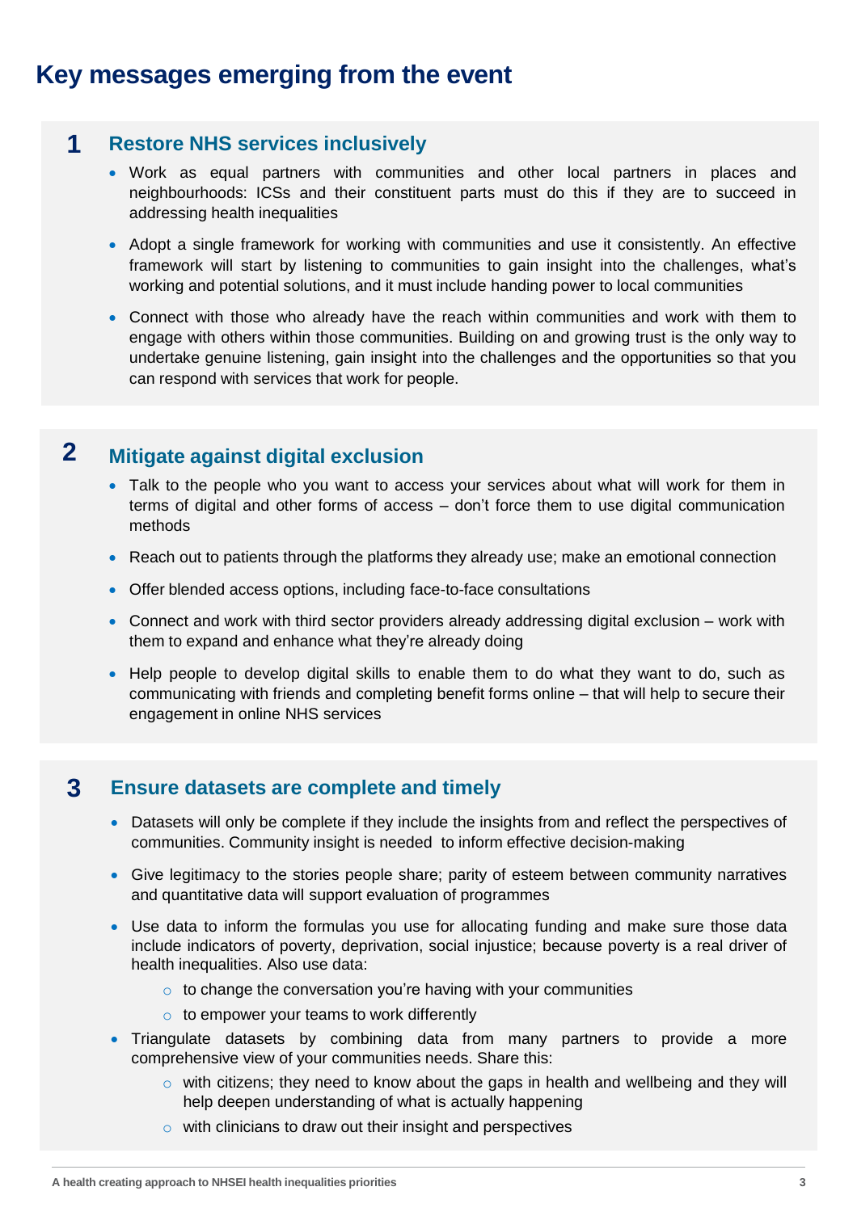# Key messages emerging from the event

## 1 Restore NHS services inclusively

- Work as equal partners with communities and other local partners in places and neighbourhoods: ICSs and their constituent parts must do this if they are to succeed in addressing health inequalities
- Adopt a single framework for working with communities and use it consistently. An effective framework will start by listening to communities to gain insight into the challenges, what's working and potential solutions, and it must include handing power to local communities
- Connect with those who already have the reach within communities and work with them to engage with others within those communities. Building on and growing trust is the only way to undertake genuine listening, gain insight into the challenges and the opportunities so that you can respond with services that work for people.

## 2 Mitigate against digital exclusion

- Talk to the people who you want to access your services about what will work for them in terms of digital and other forms of access – don't force them to use digital communication methods
- Reach out to patients through the platforms they already use; make an emotional connection
- Offer blended access options, including face-to-face consultations
- Connect and work with third sector providers already addressing digital exclusion – work with them to expand and enhance what they're already doing
- Help people to develop digital skills to enable them to do what they want to do, such as communicating with friends and completing benefit forms online – that will help to secure their engagement in online NHS services

## 3 Ensure datasets are complete and timely

- Datasets will only be complete if they include the insights from and reflect the perspectives of communities. Community insight is needed to inform effective decision-making
- Give legitimacy to the stories people share; parity of esteem between community narratives and quantitative data will support evaluation of programmes
- Use data to inform the formulas you use for allocating funding and make sure those data include indicators of poverty, deprivation, social injustice; because poverty is a real driver of health inequalities. Also use data:
  - to change the conversation you're having with your communities
  - to empower your teams to work differently
- Triangulate datasets by combining data from many partners to provide a more comprehensive view of your communities needs. Share this:
  - with citizens; they need to know about the gaps in health and wellbeing and they will help deepen understanding of what is actually happening
  - with clinicians to draw out their insight and perspectives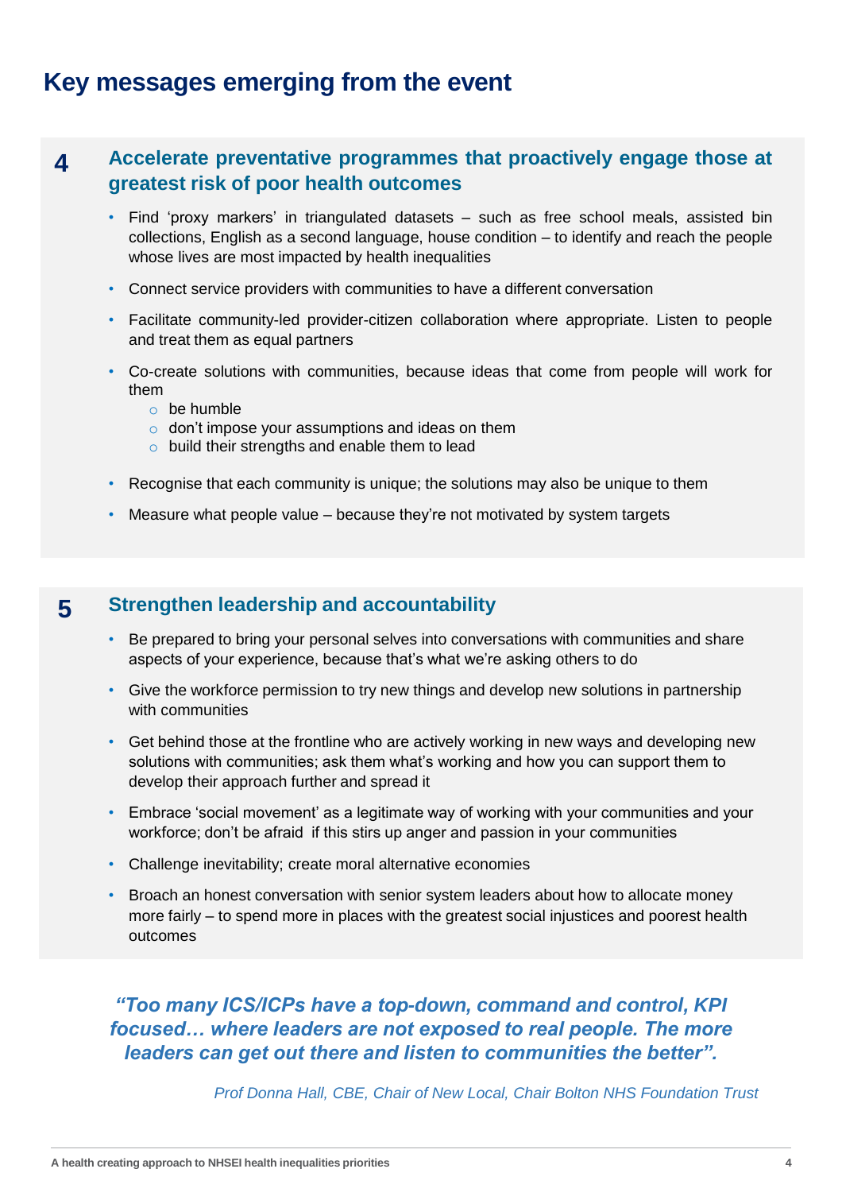# Key messages emerging from the event

## 4 Accelerate preventative programmes that proactively engage those at greatest risk of poor health outcomes

- Find ‘proxy markers’ in triangulated datasets – such as free school meals, assisted bin collections, English as a second language, house condition – to identify and reach the people whose lives are most impacted by health inequalities
- Connect service providers with communities to have a different conversation
- Facilitate community-led provider-citizen collaboration where appropriate. Listen to people and treat them as equal partners
- Co-create solutions with communities, because ideas that come from people will work for them
  - be humble
  - don’t impose your assumptions and ideas on them
  - build their strengths and enable them to lead
- Recognise that each community is unique; the solutions may also be unique to them
- Measure what people value – because they’re not motivated by system targets

## 5 Strengthen leadership and accountability

- Be prepared to bring your personal selves into conversations with communities and share aspects of your experience, because that’s what we’re asking others to do
- Give the workforce permission to try new things and develop new solutions in partnership with communities
- Get behind those at the frontline who are actively working in new ways and developing new solutions with communities; ask them what’s working and how you can support them to develop their approach further and spread it
- Embrace ‘social movement’ as a legitimate way of working with your communities and your workforce; don’t be afraid if this stirs up anger and passion in your communities
- Challenge inevitability; create moral alternative economies
- Broach an honest conversation with senior system leaders about how to allocate money more fairly – to spend more in places with the greatest social injustices and poorest health outcomes

***“Too many ICS/ICPs have a top-down, command and control, KPI focused… where leaders are not exposed to real people. The more leaders can get out there and listen to communities the better”.***

*Prof Donna Hall, CBE, Chair of New Local, Chair Bolton NHS Foundation Trust*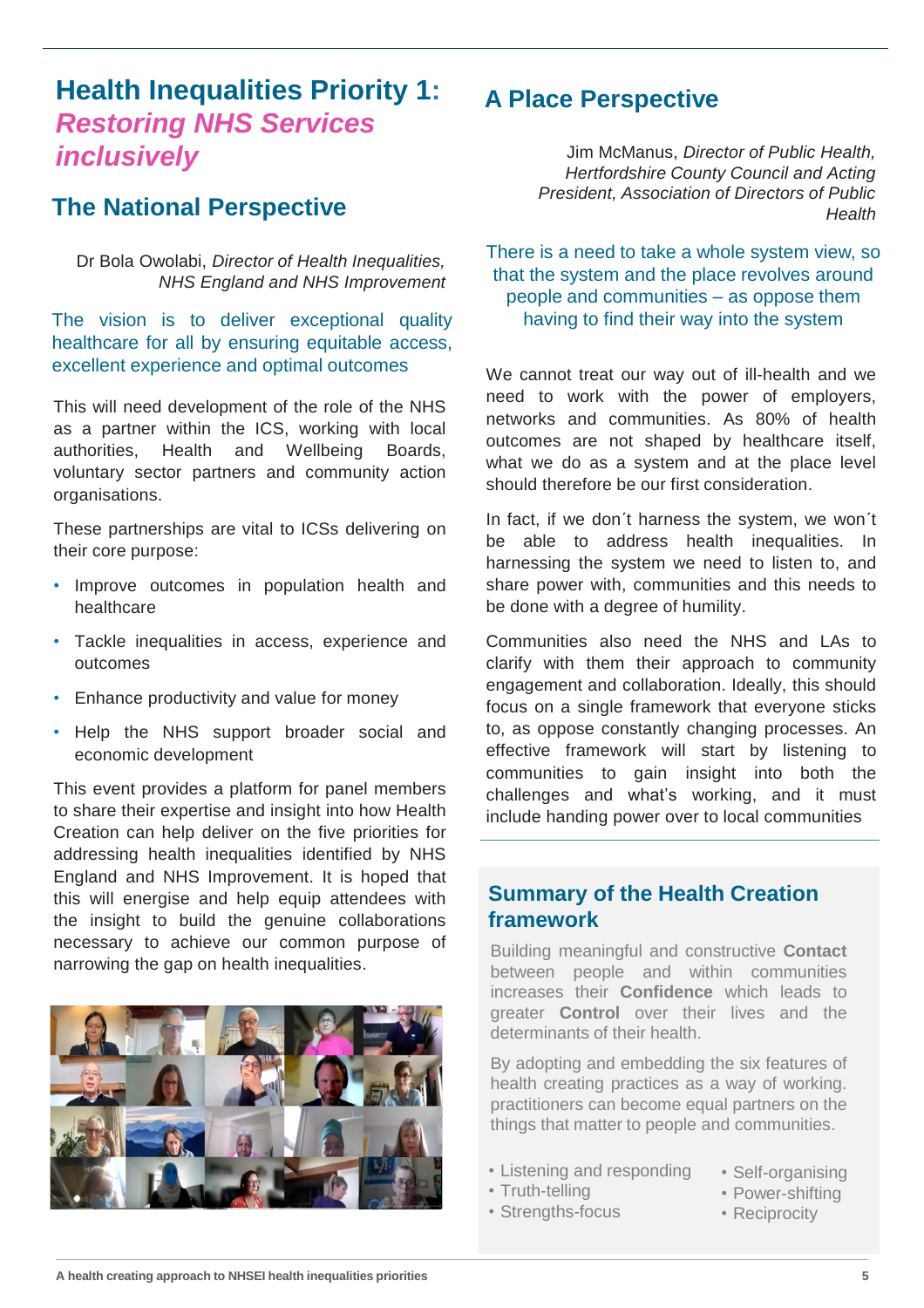# Health Inequalities Priority 1: *Restoring NHS Services inclusively*

## The National Perspective

Dr Bola Owolabi, *Director of Health Inequalities, NHS England and NHS Improvement*

The vision is to deliver exceptional quality healthcare for all by ensuring equitable access, excellent experience and optimal outcomes

This will need development of the role of the NHS as a partner within the ICS, working with local authorities, Health and Wellbeing Boards, voluntary sector partners and community action organisations.

These partnerships are vital to ICSs delivering on their core purpose:

- Improve outcomes in population health and healthcare
- Tackle inequalities in access, experience and outcomes
- Enhance productivity and value for money
- Help the NHS support broader social and economic development

This event provides a platform for panel members to share their expertise and insight into how Health Creation can help deliver on the five priorities for addressing health inequalities identified by NHS England and NHS Improvement. It is hoped that this will energise and help equip attendees with the insight to build the genuine collaborations necessary to achieve our common purpose of narrowing the gap on health inequalities.

## A Place Perspective

Jim McManus, *Director of Public Health, Hertfordshire County Council and Acting President, Association of Directors of Public Health*

There is a need to take a whole system view, so that the system and the place revolves around people and communities – as oppose them having to find their way into the system

We cannot treat our way out of ill-health and we need to work with the power of employers, networks and communities. As 80% of health outcomes are not shaped by healthcare itself, what we do as a system and at the place level should therefore be our first consideration.

In fact, if we don´t harness the system, we won´t be able to address health inequalities. In harnessing the system we need to listen to, and share power with, communities and this needs to be done with a degree of humility.

Communities also need the NHS and LAs to clarify with them their approach to community engagement and collaboration. Ideally, this should focus on a single framework that everyone sticks to, as oppose constantly changing processes. An effective framework will start by listening to communities to gain insight into both the challenges and what's working, and it must include handing power over to local communities

## Summary of the Health Creation framework

Building meaningful and constructive **Contact** between people and within communities increases their **Confidence** which leads to greater **Control** over their lives and the determinants of their health.

By adopting and embedding the six features of health creating practices as a way of working. practitioners can become equal partners on the things that matter to people and communities.

- Listening and responding
- Truth-telling
- Strengths-focus
- Self-organising
- Power-shifting
- Reciprocity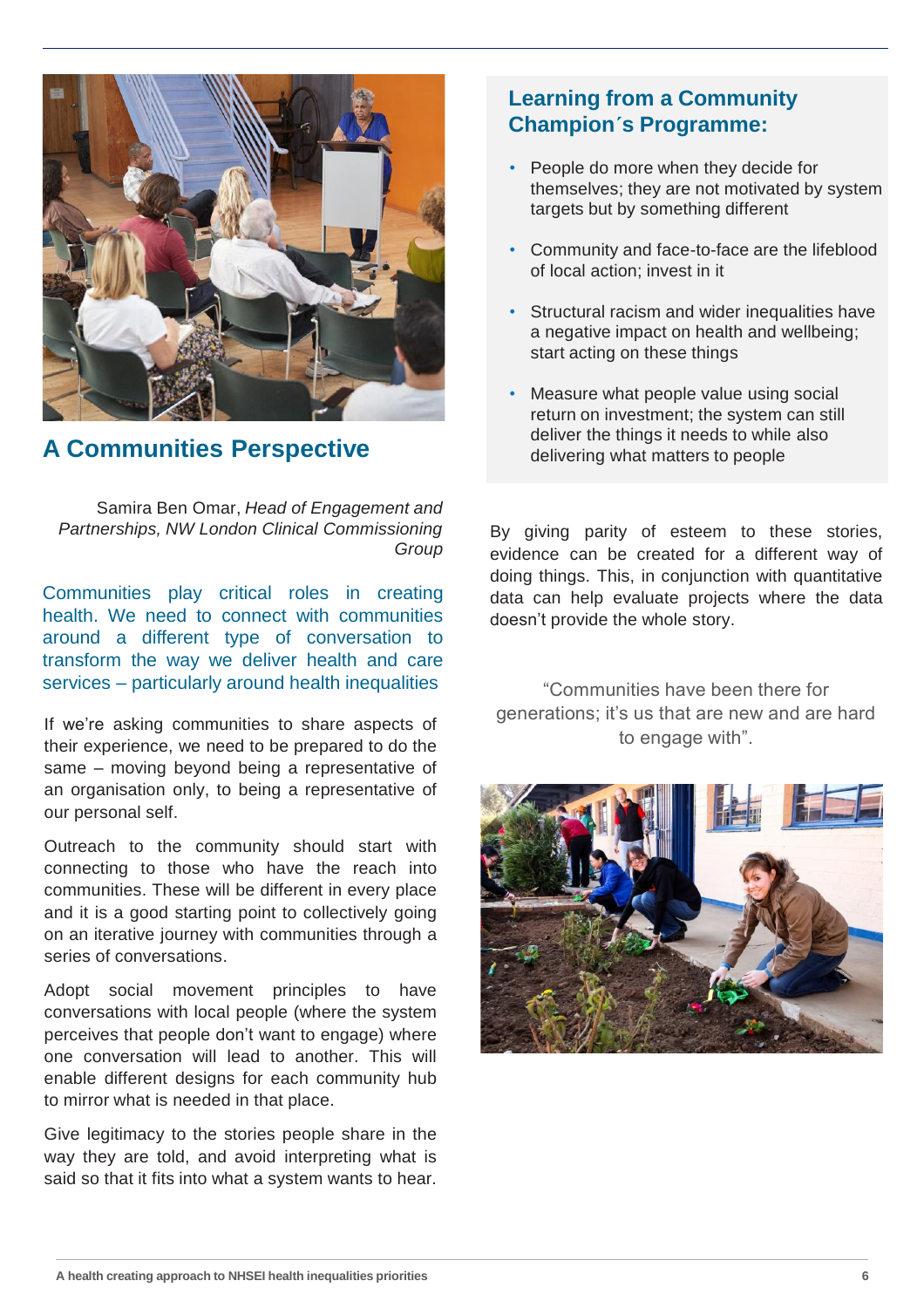## A Communities Perspective

Samira Ben Omar, *Head of Engagement and Partnerships, NW London Clinical Commissioning Group*

Communities play critical roles in creating health. We need to connect with communities around a different type of conversation to transform the way we deliver health and care services – particularly around health inequalities

If we're asking communities to share aspects of their experience, we need to be prepared to do the same – moving beyond being a representative of an organisation only, to being a representative of our personal self.

Outreach to the community should start with connecting to those who have the reach into communities. These will be different in every place and it is a good starting point to collectively going on an iterative journey with communities through a series of conversations.

Adopt social movement principles to have conversations with local people (where the system perceives that people don't want to engage) where one conversation will lead to another. This will enable different designs for each community hub to mirror what is needed in that place.

Give legitimacy to the stories people share in the way they are told, and avoid interpreting what is said so that it fits into what a system wants to hear.

### Learning from a Community Champion´s Programme:

- People do more when they decide for themselves; they are not motivated by system targets but by something different
- Community and face-to-face are the lifeblood of local action; invest in it
- Structural racism and wider inequalities have a negative impact on health and wellbeing; start acting on these things
- Measure what people value using social return on investment; the system can still deliver the things it needs to while also delivering what matters to people

By giving parity of esteem to these stories, evidence can be created for a different way of doing things. This, in conjunction with quantitative data can help evaluate projects where the data doesn't provide the whole story.

"Communities have been there for generations; it's us that are new and are hard to engage with".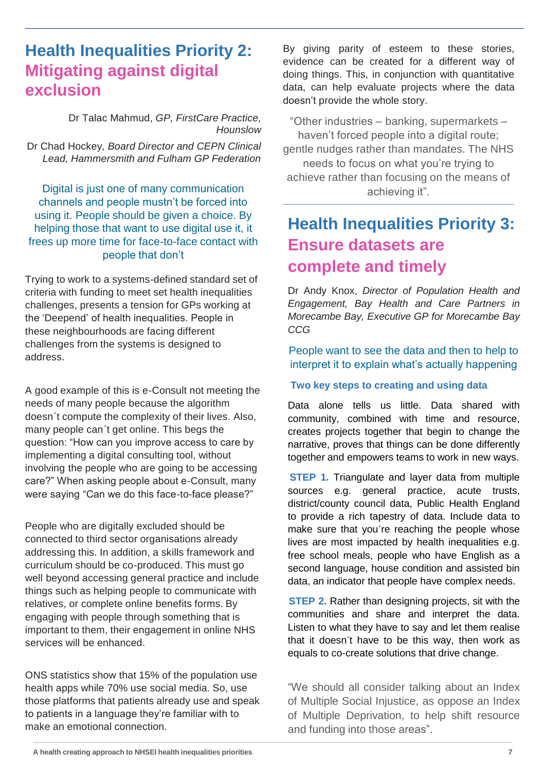## Health Inequalities Priority 2: Mitigating against digital exclusion

Dr Talac Mahmud, *GP, FirstCare Practice, Hounslow*

Dr Chad Hockey*, Board Director and CEPN Clinical Lead, Hammersmith and Fulham GP Federation*

Digital is just one of many communication channels and people mustn't be forced into using it. People should be given a choice. By helping those that want to use digital use it, it frees up more time for face-to-face contact with people that don't

Trying to work to a systems-defined standard set of criteria with funding to meet set health inequalities challenges, presents a tension for GPs working at the 'Deepend' of health inequalities. People in these neighbourhoods are facing different challenges from the systems is designed to address.

A good example of this is e-Consult not meeting the needs of many people because the algorithm doesn´t compute the complexity of their lives. Also, many people can´t get online. This begs the question: "How can you improve access to care by implementing a digital consulting tool, without involving the people who are going to be accessing care?" When asking people about e-Consult, many were saying "Can we do this face-to-face please?"

People who are digitally excluded should be connected to third sector organisations already addressing this. In addition, a skills framework and curriculum should be co-produced. This must go well beyond accessing general practice and include things such as helping people to communicate with relatives, or complete online benefits forms. By engaging with people through something that is important to them, their engagement in online NHS services will be enhanced.

ONS statistics show that 15% of the population use health apps while 70% use social media. So, use those platforms that patients already use and speak to patients in a language they're familiar with to make an emotional connection.

By giving parity of esteem to these stories, evidence can be created for a different way of doing things. This, in conjunction with quantitative data, can help evaluate projects where the data doesn't provide the whole story.

"Other industries – banking, supermarkets – haven't forced people into a digital route; gentle nudges rather than mandates. The NHS needs to focus on what you're trying to achieve rather than focusing on the means of achieving it".

## Health Inequalities Priority 3: Ensure datasets are complete and timely

Dr Andy Knox, *Director of Population Health and Engagement, Bay Health and Care Partners in Morecambe Bay, Executive GP for Morecambe Bay CCG*

People want to see the data and then to help to interpret it to explain what's actually happening

### Two key steps to creating and using data

Data alone tells us little. Data shared with community, combined with time and resource, creates projects together that begin to change the narrative, proves that things can be done differently together and empowers teams to work in new ways.

**STEP 1.** Triangulate and layer data from multiple sources e.g. general practice, acute trusts, district/county council data, Public Health England to provide a rich tapestry of data. Include data to make sure that you´re reaching the people whose lives are most impacted by health inequalities e.g. free school meals, people who have English as a second language, house condition and assisted bin data, an indicator that people have complex needs.

**STEP 2.** Rather than designing projects, sit with the communities and share and interpret the data. Listen to what they have to say and let them realise that it doesn´t have to be this way, then work as equals to co-create solutions that drive change.

"We should all consider talking about an Index of Multiple Social Injustice, as oppose an Index of Multiple Deprivation, to help shift resource and funding into those areas".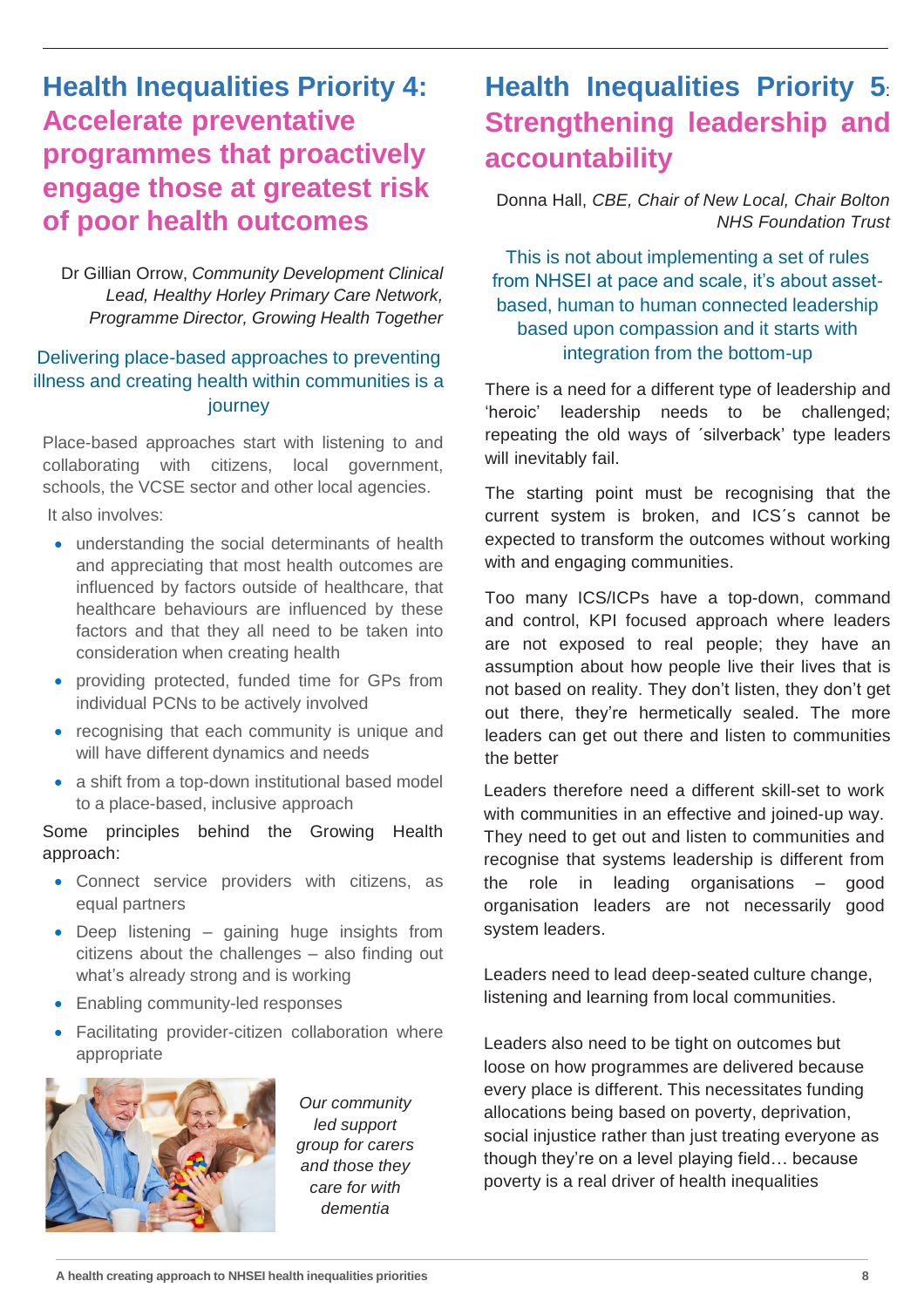## Health Inequalities Priority 4: Accelerate preventative programmes that proactively engage those at greatest risk of poor health outcomes

Dr Gillian Orrow, *Community Development Clinical Lead, Healthy Horley Primary Care Network, Programme Director, Growing Health Together*

Delivering place-based approaches to preventing illness and creating health within communities is a journey

Place-based approaches start with listening to and collaborating with citizens, local government, schools, the VCSE sector and other local agencies.

It also involves:

- understanding the social determinants of health and appreciating that most health outcomes are influenced by factors outside of healthcare, that healthcare behaviours are influenced by these factors and that they all need to be taken into consideration when creating health
- providing protected, funded time for GPs from individual PCNs to be actively involved
- recognising that each community is unique and will have different dynamics and needs
- a shift from a top-down institutional based model to a place-based, inclusive approach

Some principles behind the Growing Health approach:

- Connect service providers with citizens, as equal partners
- Deep listening – gaining huge insights from citizens about the challenges – also finding out what's already strong and is working
- Enabling community-led responses
- Facilitating provider-citizen collaboration where appropriate

*Our community led support group for carers and those they care for with dementia*

## Health Inequalities Priority 5: Strengthening leadership and accountability

Donna Hall, *CBE, Chair of New Local, Chair Bolton NHS Foundation Trust*

This is not about implementing a set of rules from NHSEI at pace and scale, it's about asset-based, human to human connected leadership based upon compassion and it starts with integration from the bottom-up

There is a need for a different type of leadership and 'heroic' leadership needs to be challenged; repeating the old ways of ´silverback' type leaders will inevitably fail.

The starting point must be recognising that the current system is broken, and ICS´s cannot be expected to transform the outcomes without working with and engaging communities.

Too many ICS/ICPs have a top-down, command and control, KPI focused approach where leaders are not exposed to real people; they have an assumption about how people live their lives that is not based on reality. They don't listen, they don't get out there, they're hermetically sealed. The more leaders can get out there and listen to communities the better

Leaders therefore need a different skill-set to work with communities in an effective and joined-up way. They need to get out and listen to communities and recognise that systems leadership is different from the role in leading organisations – good organisation leaders are not necessarily good system leaders.

Leaders need to lead deep-seated culture change, listening and learning from local communities.

Leaders also need to be tight on outcomes but loose on how programmes are delivered because every place is different. This necessitates funding allocations being based on poverty, deprivation, social injustice rather than just treating everyone as though they're on a level playing field… because poverty is a real driver of health inequalities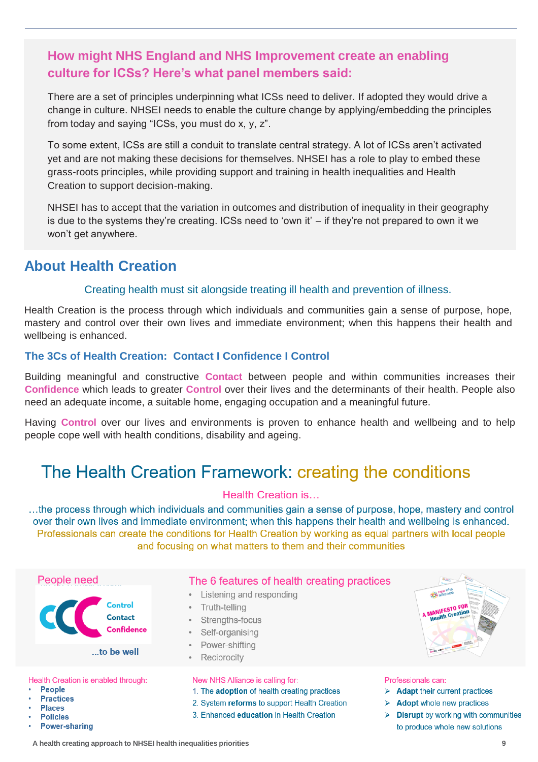## How might NHS England and NHS Improvement create an enabling culture for ICSs? Here's what panel members said:

There are a set of principles underpinning what ICSs need to deliver. If adopted they would drive a change in culture. NHSEI needs to enable the culture change by applying/embedding the principles from today and saying "ICSs, you must do x, y, z".

To some extent, ICSs are still a conduit to translate central strategy. A lot of ICSs aren't activated yet and are not making these decisions for themselves. NHSEI has a role to play to embed these grass-roots principles, while providing support and training in health inequalities and Health Creation to support decision-making.

NHSEI has to accept that the variation in outcomes and distribution of inequality in their geography is due to the systems they're creating. ICSs need to 'own it' – if they're not prepared to own it we won't get anywhere.

## About Health Creation

Creating health must sit alongside treating ill health and prevention of illness.

Health Creation is the process through which individuals and communities gain a sense of purpose, hope, mastery and control over their own lives and immediate environment; when this happens their health and wellbeing is enhanced.

### The 3Cs of Health Creation: Contact I Confidence I Control

Building meaningful and constructive **Contact** between people and within communities increases their **Confidence** which leads to greater **Control** over their lives and the determinants of their health. People also need an adequate income, a suitable home, engaging occupation and a meaningful future.

Having **Control** over our lives and environments is proven to enhance health and wellbeing and to help people cope well with health conditions, disability and ageing.

## The Health Creation Framework: creating the conditions

Health Creation is…

…the process through which individuals and communities gain a sense of purpose, hope, mastery and control over their own lives and immediate environment; when this happens their health and wellbeing is enhanced. Professionals can create the conditions for Health Creation by working as equal partners with local people and focusing on what matters to them and their communities

People need

Control
Contact
Confidence

...to be well

The 6 features of health creating practices

- Listening and responding
- Truth-telling
- Strengths-focus
- Self-organising
- Power-shifting
- Reciprocity

A MANIFESTO FOR Health Creation

Health Creation is enabled through:

- **People**
- **Practices**
- **Places**
- **Policies**
- **Power-sharing**

New NHS Alliance is calling for:

1. The **adoption** of health creating practices
2. System **reforms** to support Health Creation
3. Enhanced **education** in Health Creation

Professionals can:

- **Adapt** their current practices
- **Adopt** whole new practices
- **Disrupt** by working with communities to produce whole new solutions